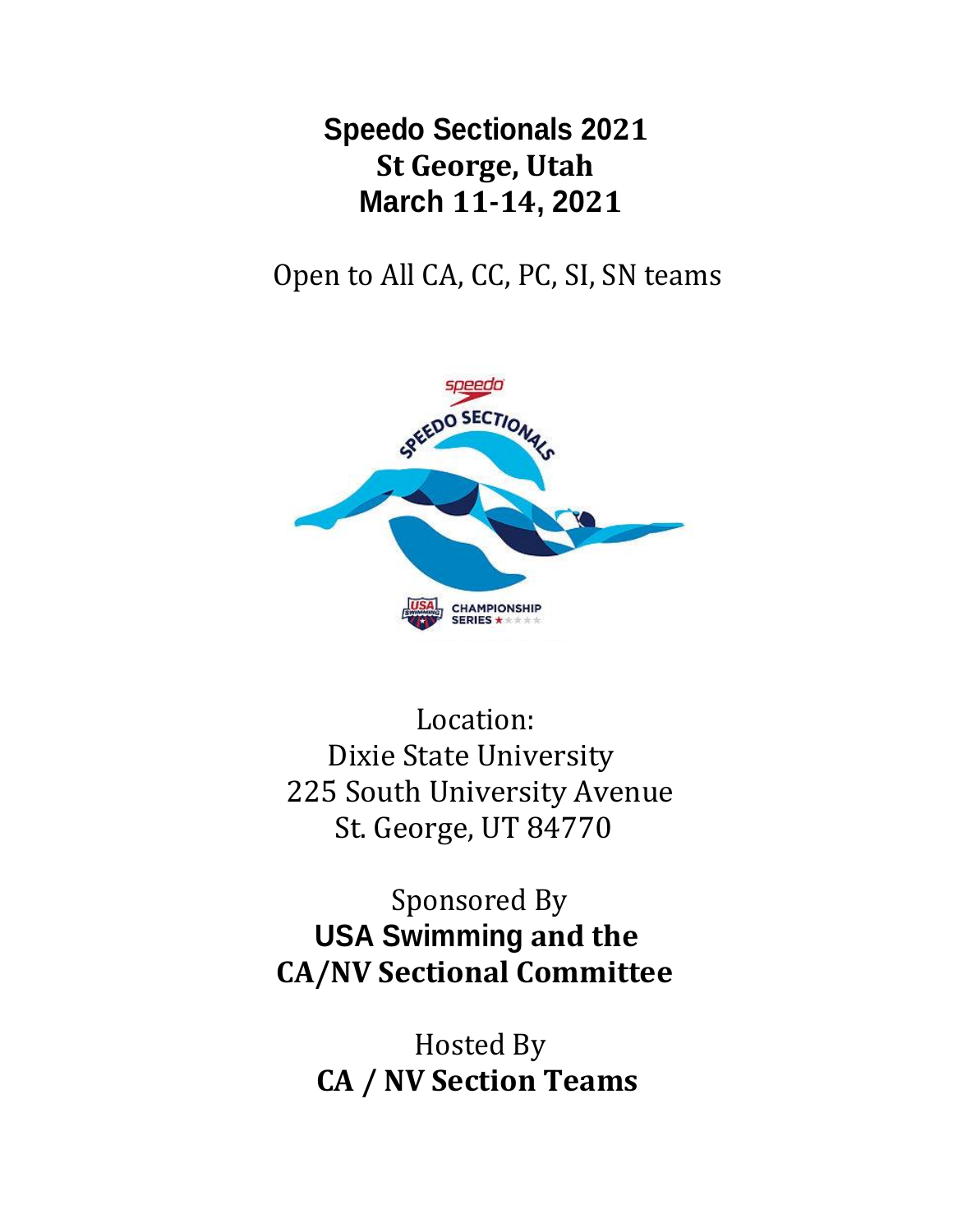# Speedo Sectionals 2021
# St George, Utah
# March 11-14, 2021

Open to All CA, CC, PC, SI, SN teams

Location:
Dixie State University
225 South University Avenue
St. George, UT 84770

Sponsored By
**USA Swimming and the**
**CA/NV Sectional Committee**

Hosted By
**CA / NV Section Teams**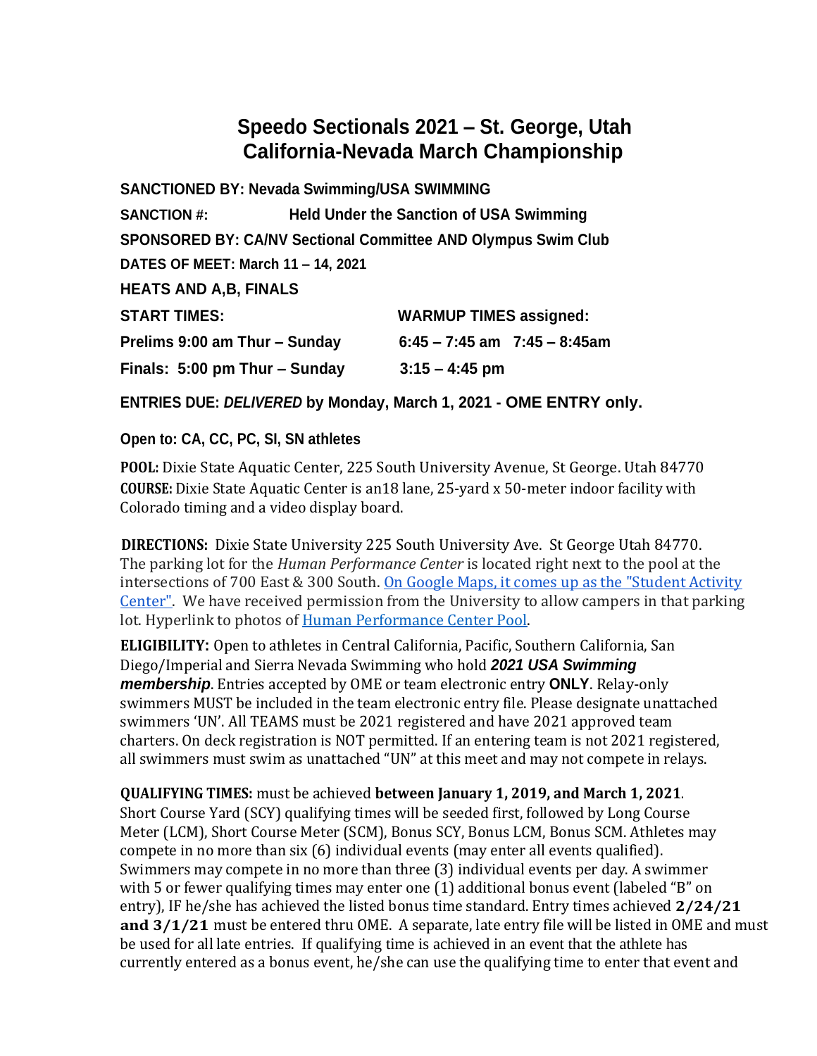# Speedo Sectionals 2021 – St. George, Utah
# California-Nevada March Championship

**SANCTIONED BY: Nevada Swimming/USA SWIMMING**

**SANCTION #: Held Under the Sanction of USA Swimming**

**SPONSORED BY: CA/NV Sectional Committee AND Olympus Swim Club**

**DATES OF MEET: March 11 – 14, 2021**

**HEATS AND A,B, FINALS**

| START TIMES: | WARMUP TIMES assigned: |
|---|---|
| Prelims 9:00 am Thur – Sunday | 6:45 – 7:45 am 7:45 – 8:45am |
| Finals: 5:00 pm Thur – Sunday | 3:15 – 4:45 pm |

**ENTRIES DUE: *DELIVERED* by Monday, March 1, 2021 - OME ENTRY only.**

**Open to: CA, CC, PC, SI, SN athletes**

**POOL:** Dixie State Aquatic Center, 225 South University Avenue, St George. Utah 84770

**COURSE:** Dixie State Aquatic Center is an18 lane, 25-yard x 50-meter indoor facility with Colorado timing and a video display board.

**DIRECTIONS:** Dixie State University 225 South University Ave. St George Utah 84770. The parking lot for the *Human Performance Center* is located right next to the pool at the intersections of 700 East & 300 South. On Google Maps, it comes up as the "Student Activity Center". We have received permission from the University to allow campers in that parking lot. Hyperlink to photos of Human Performance Center Pool.

**ELIGIBILITY:** Open to athletes in Central California, Pacific, Southern California, San Diego/Imperial and Sierra Nevada Swimming who hold ***2021 USA Swimming membership***. Entries accepted by OME or team electronic entry **ONLY**. Relay-only swimmers MUST be included in the team electronic entry file. Please designate unattached swimmers 'UN'. All TEAMS must be 2021 registered and have 2021 approved team charters. On deck registration is NOT permitted. If an entering team is not 2021 registered, all swimmers must swim as unattached "UN" at this meet and may not compete in relays.

**QUALIFYING TIMES:** must be achieved **between January 1, 2019, and March 1, 2021**. Short Course Yard (SCY) qualifying times will be seeded first, followed by Long Course Meter (LCM), Short Course Meter (SCM), Bonus SCY, Bonus LCM, Bonus SCM. Athletes may compete in no more than six (6) individual events (may enter all events qualified). Swimmers may compete in no more than three (3) individual events per day. A swimmer with 5 or fewer qualifying times may enter one (1) additional bonus event (labeled "B" on entry), IF he/she has achieved the listed bonus time standard. Entry times achieved **2/24/21 and 3/1/21** must be entered thru OME. A separate, late entry file will be listed in OME and must be used for all late entries. If qualifying time is achieved in an event that the athlete has currently entered as a bonus event, he/she can use the qualifying time to enter that event and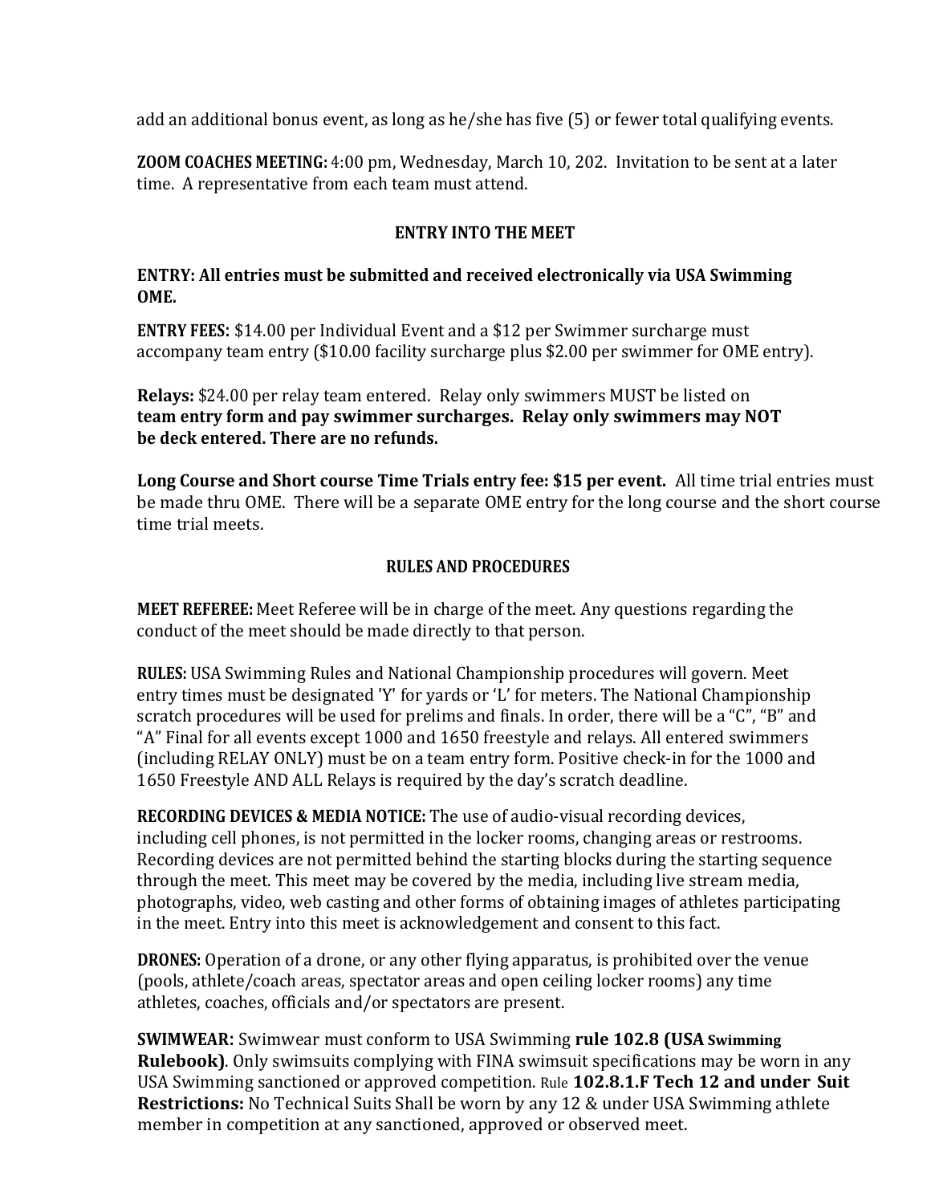add an additional bonus event, as long as he/she has five (5) or fewer total qualifying events.

**ZOOM COACHES MEETING:** 4:00 pm, Wednesday, March 10, 202. Invitation to be sent at a later time. A representative from each team must attend.

## ENTRY INTO THE MEET

**ENTRY: All entries must be submitted and received electronically via USA Swimming OME.**

**ENTRY FEES:** $14.00 per Individual Event and a $12 per Swimmer surcharge must accompany team entry ($10.00 facility surcharge plus $2.00 per swimmer for OME entry).

**Relays:** $24.00 per relay team entered. Relay only swimmers MUST be listed on **team entry form and pay swimmer surcharges. Relay only swimmers may NOT be deck entered. There are no refunds.**

**Long Course and Short course Time Trials entry fee: $15 per event.** All time trial entries must be made thru OME. There will be a separate OME entry for the long course and the short course time trial meets.

## RULES AND PROCEDURES

**MEET REFEREE:** Meet Referee will be in charge of the meet. Any questions regarding the conduct of the meet should be made directly to that person.

**RULES:** USA Swimming Rules and National Championship procedures will govern. Meet entry times must be designated 'Y' for yards or 'L' for meters. The National Championship scratch procedures will be used for prelims and finals. In order, there will be a "C", "B" and "A" Final for all events except 1000 and 1650 freestyle and relays. All entered swimmers (including RELAY ONLY) must be on a team entry form. Positive check-in for the 1000 and 1650 Freestyle AND ALL Relays is required by the day's scratch deadline.

**RECORDING DEVICES & MEDIA NOTICE:** The use of audio-visual recording devices, including cell phones, is not permitted in the locker rooms, changing areas or restrooms. Recording devices are not permitted behind the starting blocks during the starting sequence through the meet. This meet may be covered by the media, including live stream media, photographs, video, web casting and other forms of obtaining images of athletes participating in the meet. Entry into this meet is acknowledgement and consent to this fact.

**DRONES:** Operation of a drone, or any other flying apparatus, is prohibited over the venue (pools, athlete/coach areas, spectator areas and open ceiling locker rooms) any time athletes, coaches, officials and/or spectators are present.

**SWIMWEAR:** Swimwear must conform to USA Swimming **rule 102.8 (USA Swimming Rulebook)**. Only swimsuits complying with FINA swimsuit specifications may be worn in any USA Swimming sanctioned or approved competition. Rule **102.8.1.F Tech 12 and under Suit Restrictions:** No Technical Suits Shall be worn by any 12 & under USA Swimming athlete member in competition at any sanctioned, approved or observed meet.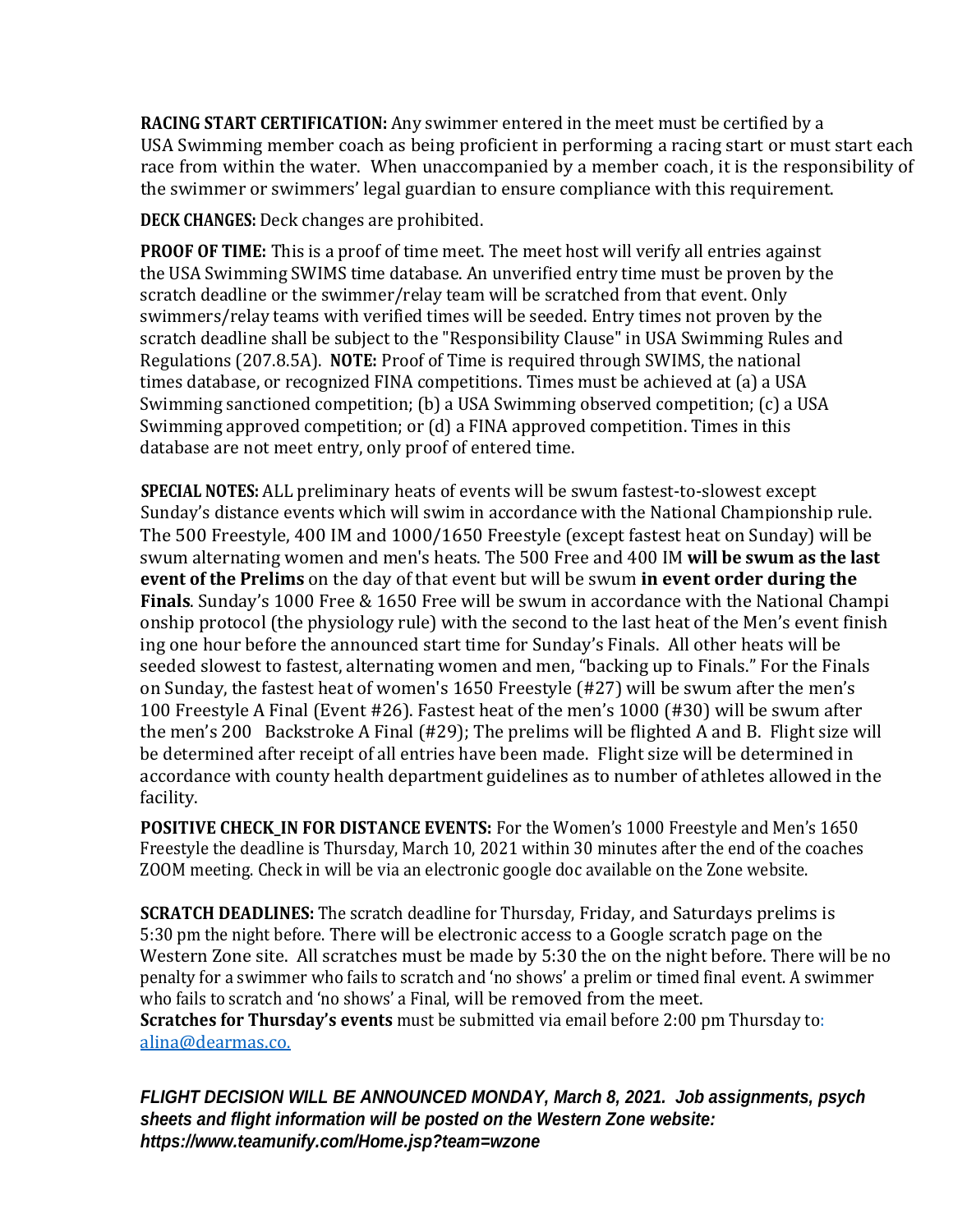**RACING START CERTIFICATION:** Any swimmer entered in the meet must be certified by a USA Swimming member coach as being proficient in performing a racing start or must start each race from within the water. When unaccompanied by a member coach, it is the responsibility of the swimmer or swimmers' legal guardian to ensure compliance with this requirement.

**DECK CHANGES:** Deck changes are prohibited.

**PROOF OF TIME:** This is a proof of time meet. The meet host will verify all entries against the USA Swimming SWIMS time database. An unverified entry time must be proven by the scratch deadline or the swimmer/relay team will be scratched from that event. Only swimmers/relay teams with verified times will be seeded. Entry times not proven by the scratch deadline shall be subject to the "Responsibility Clause" in USA Swimming Rules and Regulations (207.8.5A). **NOTE:** Proof of Time is required through SWIMS, the national times database, or recognized FINA competitions. Times must be achieved at (a) a USA Swimming sanctioned competition; (b) a USA Swimming observed competition; (c) a USA Swimming approved competition; or (d) a FINA approved competition. Times in this database are not meet entry, only proof of entered time.

**SPECIAL NOTES:** ALL preliminary heats of events will be swum fastest-to-slowest except Sunday's distance events which will swim in accordance with the National Championship rule. The 500 Freestyle, 400 IM and 1000/1650 Freestyle (except fastest heat on Sunday) will be swum alternating women and men's heats. The 500 Free and 400 IM **will be swum as the last event of the Prelims** on the day of that event but will be swum **in event order during the Finals**. Sunday's 1000 Free & 1650 Free will be swum in accordance with the National Championship protocol (the physiology rule) with the second to the last heat of the Men's event finishing one hour before the announced start time for Sunday's Finals. All other heats will be seeded slowest to fastest, alternating women and men, "backing up to Finals." For the Finals on Sunday, the fastest heat of women's 1650 Freestyle (#27) will be swum after the men's 100 Freestyle A Final (Event #26). Fastest heat of the men's 1000 (#30) will be swum after the men's 200 Backstroke A Final (#29); The prelims will be flighted A and B. Flight size will be determined after receipt of all entries have been made. Flight size will be determined in accordance with county health department guidelines as to number of athletes allowed in the facility.

**POSITIVE CHECK_IN FOR DISTANCE EVENTS:** For the Women's 1000 Freestyle and Men's 1650 Freestyle the deadline is Thursday, March 10, 2021 within 30 minutes after the end of the coaches ZOOM meeting. Check in will be via an electronic google doc available on the Zone website.

**SCRATCH DEADLINES:** The scratch deadline for Thursday, Friday, and Saturdays prelims is 5:30 pm the night before. There will be electronic access to a Google scratch page on the Western Zone site. All scratches must be made by 5:30 the on the night before. There will be no penalty for a swimmer who fails to scratch and 'no shows' a prelim or timed final event. A swimmer who fails to scratch and 'no shows' a Final, will be removed from the meet.
**Scratches for Thursday's events** must be submitted via email before 2:00 pm Thursday to: [alina@dearmas.co.](mailto:alina@dearmas.co)

***FLIGHT DECISION WILL BE ANNOUNCED MONDAY, March 8, 2021. Job assignments, psych sheets and flight information will be posted on the Western Zone website: https://www.teamunify.com/Home.jsp?team=wzone***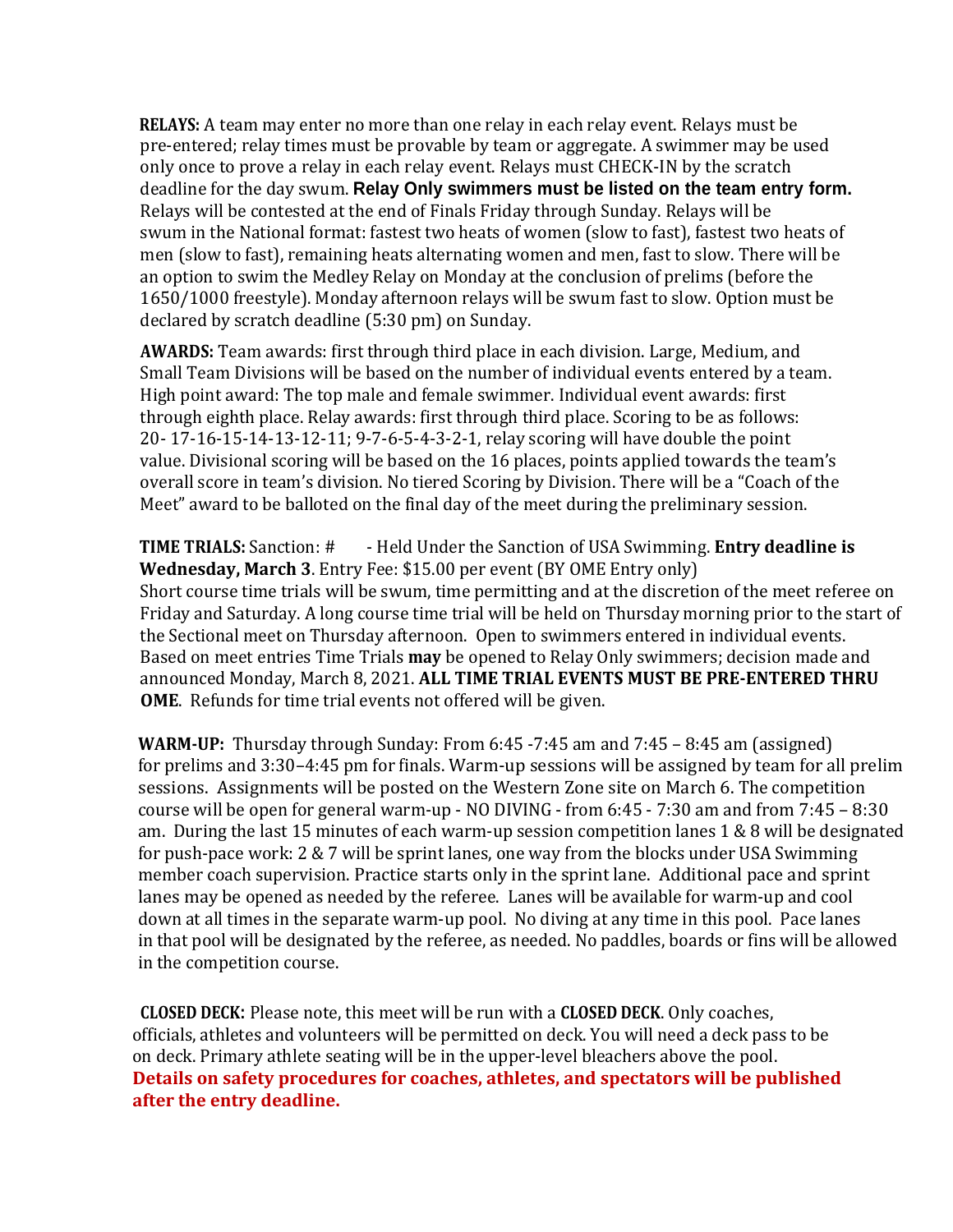**RELAYS:** A team may enter no more than one relay in each relay event. Relays must be pre-entered; relay times must be provable by team or aggregate. A swimmer may be used only once to prove a relay in each relay event. Relays must CHECK-IN by the scratch deadline for the day swum. **Relay Only swimmers must be listed on the team entry form.** Relays will be contested at the end of Finals Friday through Sunday. Relays will be swum in the National format: fastest two heats of women (slow to fast), fastest two heats of men (slow to fast), remaining heats alternating women and men, fast to slow. There will be an option to swim the Medley Relay on Monday at the conclusion of prelims (before the 1650/1000 freestyle). Monday afternoon relays will be swum fast to slow. Option must be declared by scratch deadline (5:30 pm) on Sunday.

**AWARDS:** Team awards: first through third place in each division. Large, Medium, and Small Team Divisions will be based on the number of individual events entered by a team. High point award: The top male and female swimmer. Individual event awards: first through eighth place. Relay awards: first through third place. Scoring to be as follows: 20- 17-16-15-14-13-12-11; 9-7-6-5-4-3-2-1, relay scoring will have double the point value. Divisional scoring will be based on the 16 places, points applied towards the team's overall score in team's division. No tiered Scoring by Division. There will be a "Coach of the Meet" award to be balloted on the final day of the meet during the preliminary session.

**TIME TRIALS:** Sanction: # - Held Under the Sanction of USA Swimming. **Entry deadline is Wednesday, March 3**. Entry Fee: $15.00 per event (BY OME Entry only)
Short course time trials will be swum, time permitting and at the discretion of the meet referee on Friday and Saturday. A long course time trial will be held on Thursday morning prior to the start of the Sectional meet on Thursday afternoon. Open to swimmers entered in individual events. Based on meet entries Time Trials **may** be opened to Relay Only swimmers; decision made and announced Monday, March 8, 2021. **ALL TIME TRIAL EVENTS MUST BE PRE-ENTERED THRU OME**. Refunds for time trial events not offered will be given.

**WARM-UP:** Thursday through Sunday: From 6:45 -7:45 am and 7:45 – 8:45 am (assigned) for prelims and 3:30–4:45 pm for finals. Warm-up sessions will be assigned by team for all prelim sessions. Assignments will be posted on the Western Zone site on March 6. The competition course will be open for general warm-up - NO DIVING - from 6:45 - 7:30 am and from 7:45 – 8:30 am. During the last 15 minutes of each warm-up session competition lanes 1 & 8 will be designated for push-pace work: 2 & 7 will be sprint lanes, one way from the blocks under USA Swimming member coach supervision. Practice starts only in the sprint lane. Additional pace and sprint lanes may be opened as needed by the referee. Lanes will be available for warm-up and cool down at all times in the separate warm-up pool. No diving at any time in this pool. Pace lanes in that pool will be designated by the referee, as needed. No paddles, boards or fins will be allowed in the competition course.

**CLOSED DECK:** Please note, this meet will be run with a **CLOSED DECK**. Only coaches, officials, athletes and volunteers will be permitted on deck. You will need a deck pass to be on deck. Primary athlete seating will be in the upper-level bleachers above the pool.
**Details on safety procedures for coaches, athletes, and spectators will be published after the entry deadline.**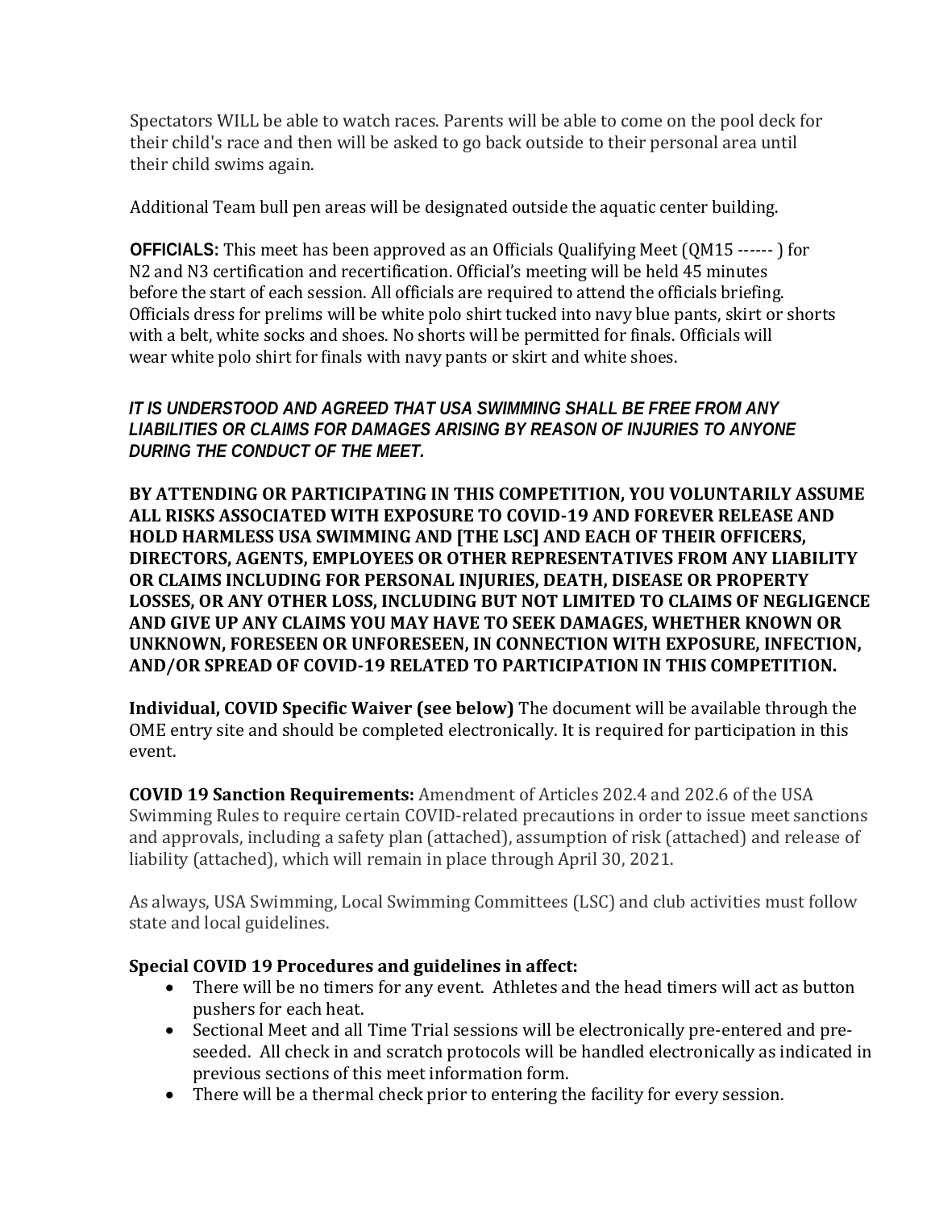Spectators WILL be able to watch races. Parents will be able to come on the pool deck for their child's race and then will be asked to go back outside to their personal area until their child swims again.

Additional Team bull pen areas will be designated outside the aquatic center building.

**OFFICIALS:** This meet has been approved as an Officials Qualifying Meet (QM15 ------ ) for N2 and N3 certification and recertification. Official's meeting will be held 45 minutes before the start of each session. All officials are required to attend the officials briefing. Officials dress for prelims will be white polo shirt tucked into navy blue pants, skirt or shorts with a belt, white socks and shoes. No shorts will be permitted for finals. Officials will wear white polo shirt for finals with navy pants or skirt and white shoes.

***IT IS UNDERSTOOD AND AGREED THAT USA SWIMMING SHALL BE FREE FROM ANY LIABILITIES OR CLAIMS FOR DAMAGES ARISING BY REASON OF INJURIES TO ANYONE DURING THE CONDUCT OF THE MEET.***

**BY ATTENDING OR PARTICIPATING IN THIS COMPETITION, YOU VOLUNTARILY ASSUME ALL RISKS ASSOCIATED WITH EXPOSURE TO COVID-19 AND FOREVER RELEASE AND HOLD HARMLESS USA SWIMMING AND [THE LSC] AND EACH OF THEIR OFFICERS, DIRECTORS, AGENTS, EMPLOYEES OR OTHER REPRESENTATIVES FROM ANY LIABILITY OR CLAIMS INCLUDING FOR PERSONAL INJURIES, DEATH, DISEASE OR PROPERTY LOSSES, OR ANY OTHER LOSS, INCLUDING BUT NOT LIMITED TO CLAIMS OF NEGLIGENCE AND GIVE UP ANY CLAIMS YOU MAY HAVE TO SEEK DAMAGES, WHETHER KNOWN OR UNKNOWN, FORESEEN OR UNFORESEEN, IN CONNECTION WITH EXPOSURE, INFECTION, AND/OR SPREAD OF COVID-19 RELATED TO PARTICIPATION IN THIS COMPETITION.**

**Individual, COVID Specific Waiver (see below)** The document will be available through the OME entry site and should be completed electronically. It is required for participation in this event.

**COVID 19 Sanction Requirements:** Amendment of Articles 202.4 and 202.6 of the USA Swimming Rules to require certain COVID-related precautions in order to issue meet sanctions and approvals, including a safety plan (attached), assumption of risk (attached) and release of liability (attached), which will remain in place through April 30, 2021.

As always, USA Swimming, Local Swimming Committees (LSC) and club activities must follow state and local guidelines.

**Special COVID 19 Procedures and guidelines in affect:**

- There will be no timers for any event. Athletes and the head timers will act as button pushers for each heat.
- Sectional Meet and all Time Trial sessions will be electronically pre-entered and pre-seeded. All check in and scratch protocols will be handled electronically as indicated in previous sections of this meet information form.
- There will be a thermal check prior to entering the facility for every session.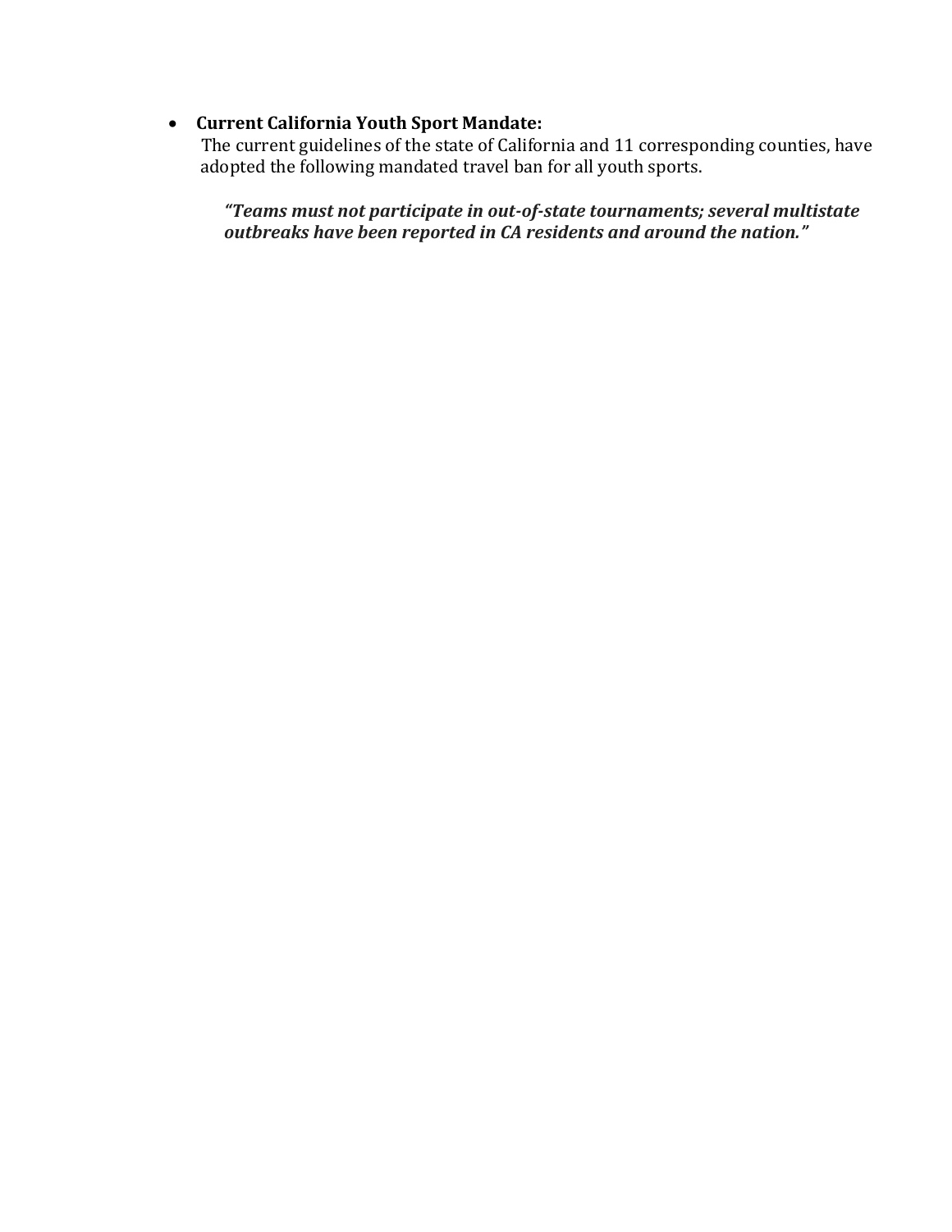- **Current California Youth Sport Mandate:**
  The current guidelines of the state of California and 11 corresponding counties, have adopted the following mandated travel ban for all youth sports.

  ***"Teams must not participate in out-of-state tournaments; several multistate outbreaks have been reported in CA residents and around the nation."***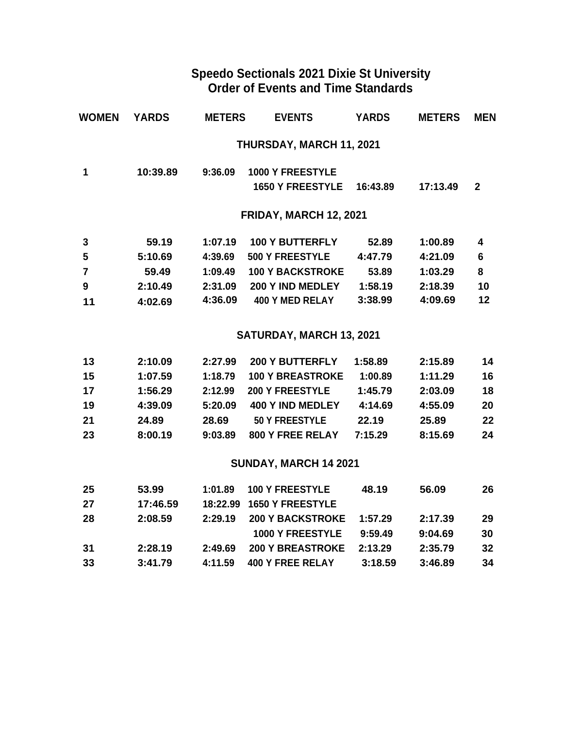## Speedo Sectionals 2021 Dixie St University
## Order of Events and Time Standards

| WOMEN | YARDS | METERS | EVENTS | YARDS | METERS | MEN |
|---|---|---|---|---|---|---|
| | | | **THURSDAY, MARCH 11, 2021** | | | |
| 1 | 10:39.89 | 9:36.09 | 1000 Y FREESTYLE | | | |
| | | | 1650 Y FREESTYLE | 16:43.89 | 17:13.49 | 2 |
| | | | **FRIDAY, MARCH 12, 2021** | | | |
| 3 | 59.19 | 1:07.19 | 100 Y BUTTERFLY | 52.89 | 1:00.89 | 4 |
| 5 | 5:10.69 | 4:39.69 | 500 Y FREESTYLE | 4:47.79 | 4:21.09 | 6 |
| 7 | 59.49 | 1:09.49 | 100 Y BACKSTROKE | 53.89 | 1:03.29 | 8 |
| 9 | 2:10.49 | 2:31.09 | 200 Y IND MEDLEY | 1:58.19 | 2:18.39 | 10 |
| 11 | 4:02.69 | 4:36.09 | 400 Y MED RELAY | 3:38.99 | 4:09.69 | 12 |
| | | | **SATURDAY, MARCH 13, 2021** | | | |
| 13 | 2:10.09 | 2:27.99 | 200 Y BUTTERFLY | 1:58.89 | 2:15.89 | 14 |
| 15 | 1:07.59 | 1:18.79 | 100 Y BREASTROKE | 1:00.89 | 1:11.29 | 16 |
| 17 | 1:56.29 | 2:12.99 | 200 Y FREESTYLE | 1:45.79 | 2:03.09 | 18 |
| 19 | 4:39.09 | 5:20.09 | 400 Y IND MEDLEY | 4:14.69 | 4:55.09 | 20 |
| 21 | 24.89 | 28.69 | 50 Y FREESTYLE | 22.19 | 25.89 | 22 |
| 23 | 8:00.19 | 9:03.89 | 800 Y FREE RELAY | 7:15.29 | 8:15.69 | 24 |
| | | | **SUNDAY, MARCH 14 2021** | | | |
| 25 | 53.99 | 1:01.89 | 100 Y FREESTYLE | 48.19 | 56.09 | 26 |
| 27 | 17:46.59 | 18:22.99 | 1650 Y FREESTYLE | | | |
| 28 | 2:08.59 | 2:29.19 | 200 Y BACKSTROKE | 1:57.29 | 2:17.39 | 29 |
| | | | 1000 Y FREESTYLE | 9:59.49 | 9:04.69 | 30 |
| 31 | 2:28.19 | 2:49.69 | 200 Y BREASTROKE | 2:13.29 | 2:35.79 | 32 |
| 33 | 3:41.79 | 4:11.59 | 400 Y FREE RELAY | 3:18.59 | 3:46.89 | 34 |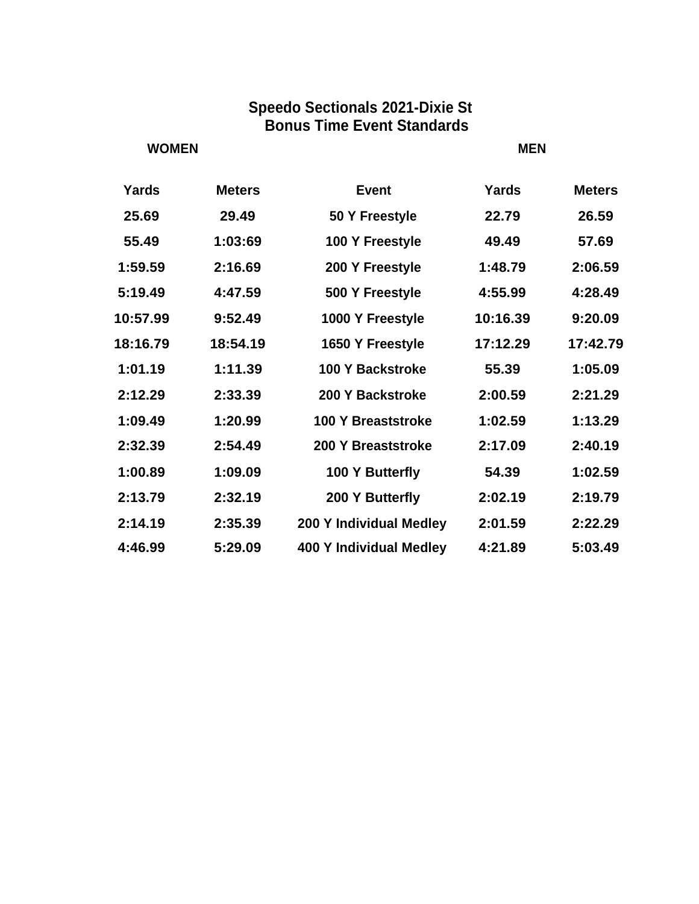# Speedo Sectionals 2021-Dixie St
## Bonus Time Event Standards

| WOMEN | | | MEN | |
|---|---|---|---|---|
| Yards | Meters | Event | Yards | Meters |
| 25.69 | 29.49 | 50 Y Freestyle | 22.79 | 26.59 |
| 55.49 | 1:03:69 | 100 Y Freestyle | 49.49 | 57.69 |
| 1:59.59 | 2:16.69 | 200 Y Freestyle | 1:48.79 | 2:06.59 |
| 5:19.49 | 4:47.59 | 500 Y Freestyle | 4:55.99 | 4:28.49 |
| 10:57.99 | 9:52.49 | 1000 Y Freestyle | 10:16.39 | 9:20.09 |
| 18:16.79 | 18:54.19 | 1650 Y Freestyle | 17:12.29 | 17:42.79 |
| 1:01.19 | 1:11.39 | 100 Y Backstroke | 55.39 | 1:05.09 |
| 2:12.29 | 2:33.39 | 200 Y Backstroke | 2:00.59 | 2:21.29 |
| 1:09.49 | 1:20.99 | 100 Y Breaststroke | 1:02.59 | 1:13.29 |
| 2:32.39 | 2:54.49 | 200 Y Breaststroke | 2:17.09 | 2:40.19 |
| 1:00.89 | 1:09.09 | 100 Y Butterfly | 54.39 | 1:02.59 |
| 2:13.79 | 2:32.19 | 200 Y Butterfly | 2:02.19 | 2:19.79 |
| 2:14.19 | 2:35.39 | 200 Y Individual Medley | 2:01.59 | 2:22.29 |
| 4:46.99 | 5:29.09 | 400 Y Individual Medley | 4:21.89 | 5:03.49 |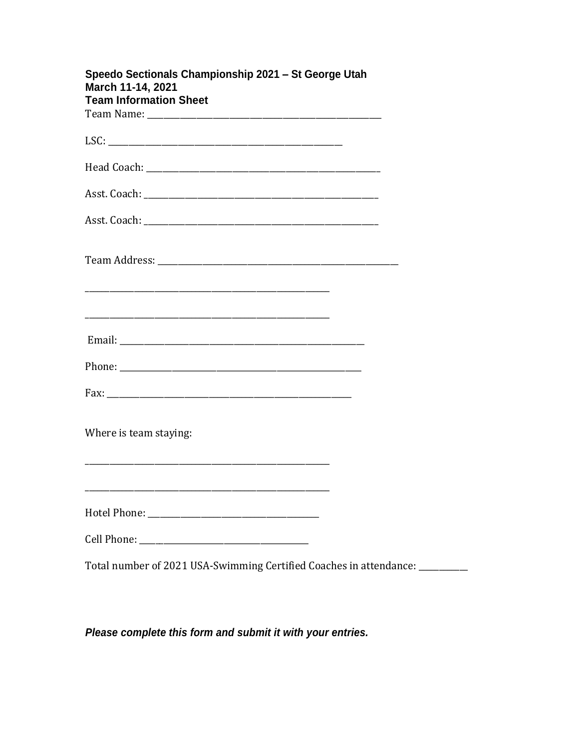**Speedo Sectionals Championship 2021 – St George Utah**
**March 11-14, 2021**
**Team Information Sheet**

Team Name: ______________________________________________________

LSC: ______________________________________________________

Head Coach: ______________________________________________________

Asst. Coach: ______________________________________________________

Asst. Coach: ______________________________________________________

Team Address: ______________________________________________________

______________________________________________________

______________________________________________________

Email: ______________________________________________________

Phone: ______________________________________________________

Fax: ______________________________________________________

Where is team staying:

______________________________________________________

______________________________________________________

Hotel Phone: ________________________________________

Cell Phone: ________________________________________

Total number of 2021 USA-Swimming Certified Coaches in attendance: ___________

***Please complete this form and submit it with your entries.***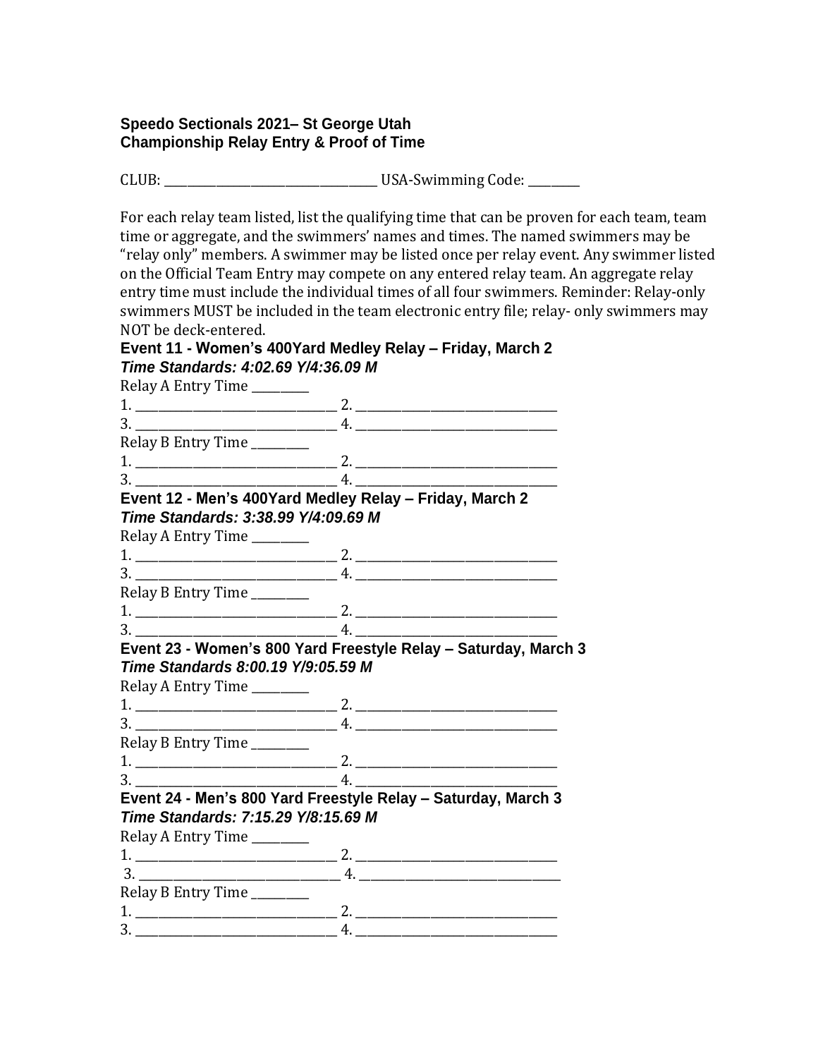**Speedo Sectionals 2021– St George Utah**
**Championship Relay Entry & Proof of Time**

CLUB: ______________________________ USA-Swimming Code: ________

For each relay team listed, list the qualifying time that can be proven for each team, team time or aggregate, and the swimmers' names and times. The named swimmers may be "relay only" members. A swimmer may be listed once per relay event. Any swimmer listed on the Official Team Entry may compete on any entered relay team. An aggregate relay entry time must include the individual times of all four swimmers. Reminder: Relay-only swimmers MUST be included in the team electronic entry file; relay- only swimmers may NOT be deck-entered.

**Event 11 - Women's 400Yard Medley Relay – Friday, March 2**
***Time Standards: 4:02.69 Y/4:36.09 M***

Relay A Entry Time ________
1. ______________________________ 2. ______________________________
3. ______________________________ 4. ______________________________

Relay B Entry Time ________
1. ______________________________ 2. ______________________________
3. ______________________________ 4. ______________________________

**Event 12 - Men's 400Yard Medley Relay – Friday, March 2**
***Time Standards: 3:38.99 Y/4:09.69 M***

Relay A Entry Time ________
1. ______________________________ 2. ______________________________
3. ______________________________ 4. ______________________________

Relay B Entry Time ________
1. ______________________________ 2. ______________________________
3. ______________________________ 4. ______________________________

**Event 23 - Women's 800 Yard Freestyle Relay – Saturday, March 3**
***Time Standards 8:00.19 Y/9:05.59 M***

Relay A Entry Time ________
1. ______________________________ 2. ______________________________
3. ______________________________ 4. ______________________________

Relay B Entry Time ________
1. ______________________________ 2. ______________________________
3. ______________________________ 4. ______________________________

**Event 24 - Men's 800 Yard Freestyle Relay – Saturday, March 3**
***Time Standards: 7:15.29 Y/8:15.69 M***

Relay A Entry Time ________
1. ______________________________ 2. ______________________________
3. ______________________________ 4. ______________________________

Relay B Entry Time ________
1. ______________________________ 2. ______________________________
3. ______________________________ 4. ______________________________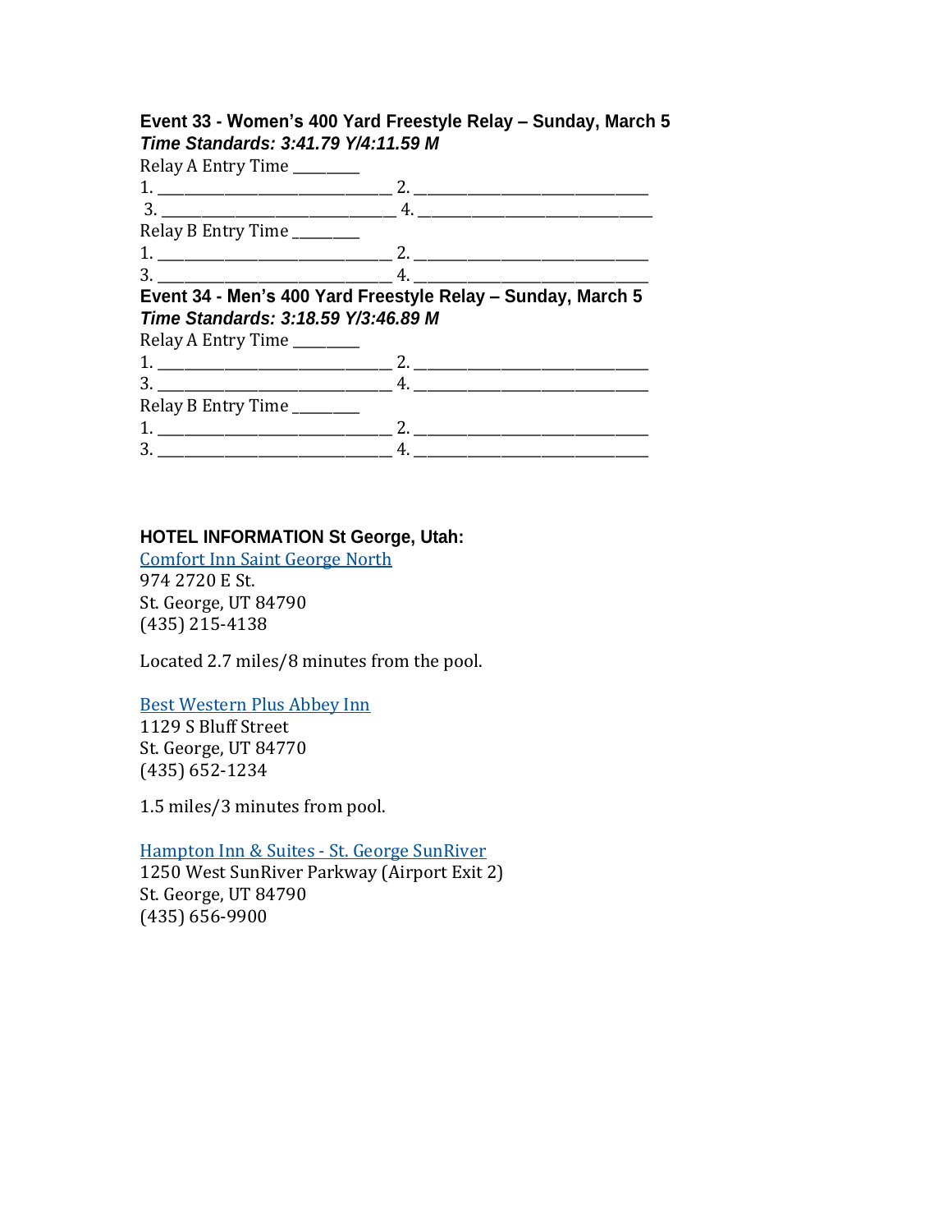**Event 33 - Women's 400 Yard Freestyle Relay – Sunday, March 5**
***Time Standards: 3:41.79 Y/4:11.59 M***

Relay A Entry Time ________

1. ______________________________ 2. ______________________________

3. ______________________________ 4. ______________________________

Relay B Entry Time ________

1. ______________________________ 2. ______________________________

3. ______________________________ 4. ______________________________

**Event 34 - Men's 400 Yard Freestyle Relay – Sunday, March 5**
***Time Standards: 3:18.59 Y/3:46.89 M***

Relay A Entry Time ________

1. ______________________________ 2. ______________________________

3. ______________________________ 4. ______________________________

Relay B Entry Time ________

1. ______________________________ 2. ______________________________

3. ______________________________ 4. ______________________________

**HOTEL INFORMATION St George, Utah:**

Comfort Inn Saint George North
974 2720 E St.
St. George, UT 84790
(435) 215-4138

Located 2.7 miles/8 minutes from the pool.

Best Western Plus Abbey Inn
1129 S Bluff Street
St. George, UT 84770
(435) 652-1234

1.5 miles/3 minutes from pool.

Hampton Inn & Suites - St. George SunRiver
1250 West SunRiver Parkway (Airport Exit 2)
St. George, UT 84790
(435) 656-9900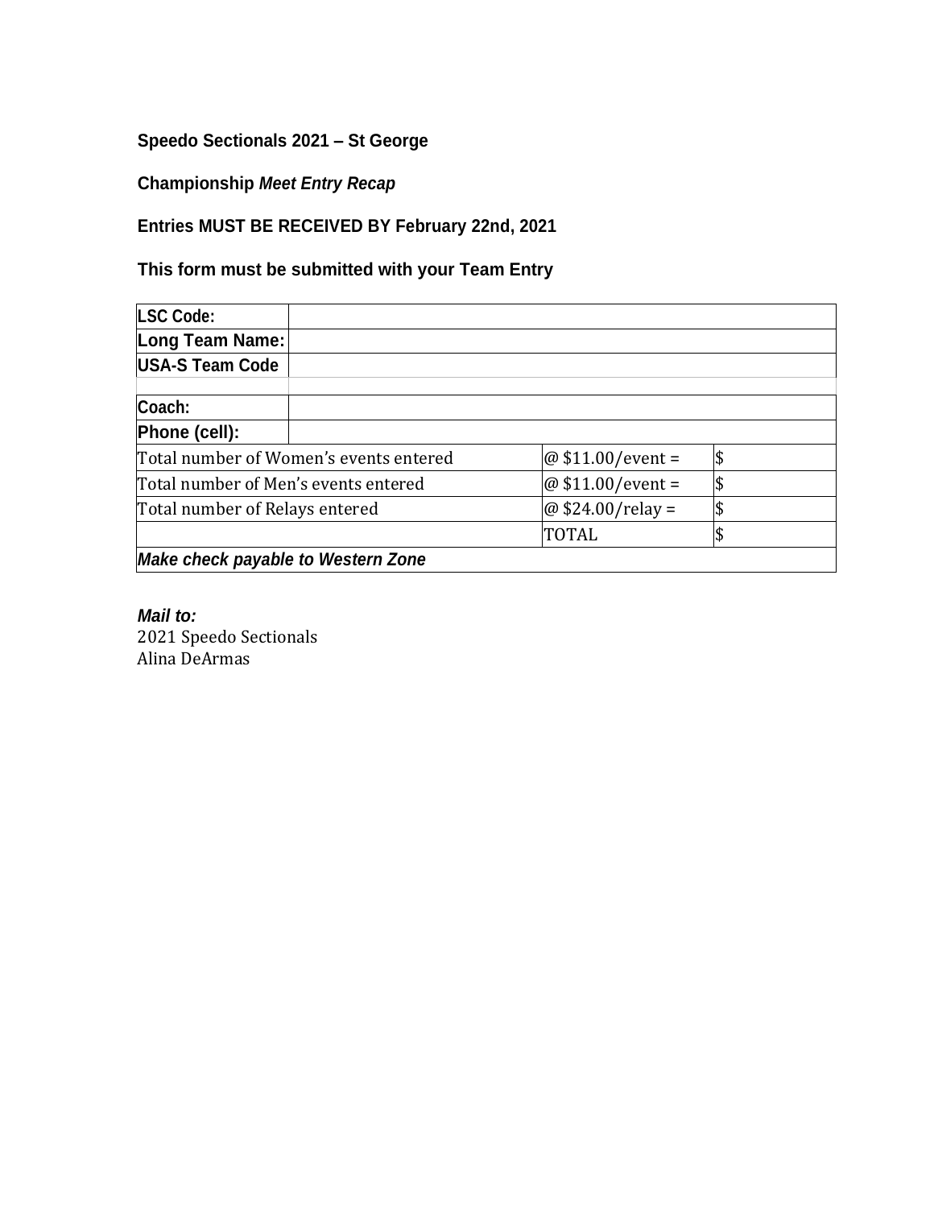**Speedo Sectionals 2021 – St George**

**Championship *Meet Entry Recap***

**Entries MUST BE RECEIVED BY February 22nd, 2021**

**This form must be submitted with your Team Entry**

| | | | |
|---|---|---|---|
| **LSC Code:** | | | |
| **Long Team Name:** | | | |
| **USA-S Team Code** | | | |
| | | | |
| **Coach:** | | | |
| **Phone (cell):** | | | |
| Total number of Women's events entered | | @ $11.00/event = | $ |
| Total number of Men's events entered | | @ $11.00/event = | $ |
| Total number of Relays entered | | @ $24.00/relay = | $ |
| | | TOTAL | $ |
| ***Make check payable to Western Zone*** | | | |

***Mail to:***
2021 Speedo Sectionals
Alina DeArmas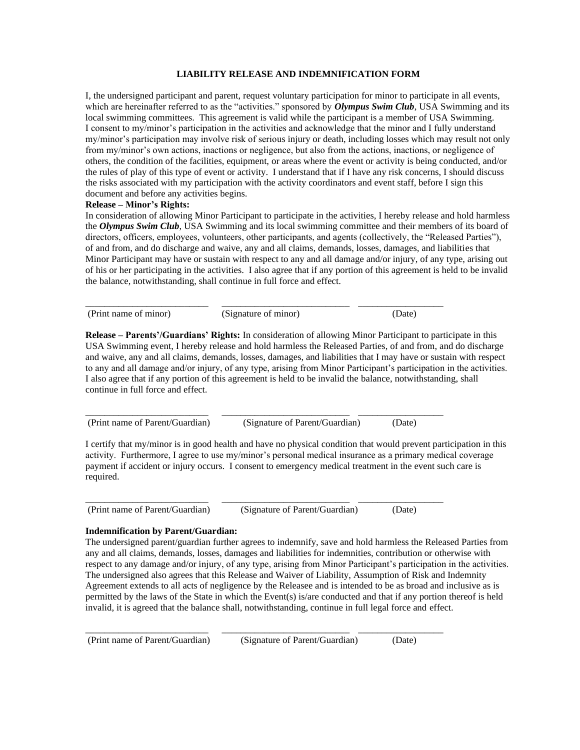**LIABILITY RELEASE AND INDEMNIFICATION FORM**

I, the undersigned participant and parent, request voluntary participation for minor to participate in all events, which are hereinafter referred to as the "activities." sponsored by ***Olympus Swim Club***, USA Swimming and its local swimming committees. This agreement is valid while the participant is a member of USA Swimming. I consent to my/minor's participation in the activities and acknowledge that the minor and I fully understand my/minor's participation may involve risk of serious injury or death, including losses which may result not only from my/minor's own actions, inactions or negligence, but also from the actions, inactions, or negligence of others, the condition of the facilities, equipment, or areas where the event or activity is being conducted, and/or the rules of play of this type of event or activity. I understand that if I have any risk concerns, I should discuss the risks associated with my participation with the activity coordinators and event staff, before I sign this document and before any activities begins.

**Release – Minor's Rights:**

In consideration of allowing Minor Participant to participate in the activities, I hereby release and hold harmless the ***Olympus Swim Club***, USA Swimming and its local swimming committee and their members of its board of directors, officers, employees, volunteers, other participants, and agents (collectively, the "Released Parties"), of and from, and do discharge and waive, any and all claims, demands, losses, damages, and liabilities that Minor Participant may have or sustain with respect to any and all damage and/or injury, of any type, arising out of his or her participating in the activities. I also agree that if any portion of this agreement is held to be invalid the balance, notwithstanding, shall continue in full force and effect.

\_\_\_\_\_\_\_\_\_\_\_\_\_\_\_\_\_\_\_\_\_\_\_\_\_\_ \_\_\_\_\_\_\_\_\_\_\_\_\_\_\_\_\_\_\_\_\_\_\_\_\_\_\_ \_\_\_\_\_\_\_\_\_\_\_\_\_\_\_\_\_\_
(Print name of minor) (Signature of minor) (Date)

**Release – Parents'/Guardians' Rights:** In consideration of allowing Minor Participant to participate in this USA Swimming event, I hereby release and hold harmless the Released Parties, of and from, and do discharge and waive, any and all claims, demands, losses, damages, and liabilities that I may have or sustain with respect to any and all damage and/or injury, of any type, arising from Minor Participant's participation in the activities. I also agree that if any portion of this agreement is held to be invalid the balance, notwithstanding, shall continue in full force and effect.

\_\_\_\_\_\_\_\_\_\_\_\_\_\_\_\_\_\_\_\_\_\_\_\_\_\_ \_\_\_\_\_\_\_\_\_\_\_\_\_\_\_\_\_\_\_\_\_\_\_\_\_\_\_ \_\_\_\_\_\_\_\_\_\_\_\_\_\_\_\_\_\_
(Print name of Parent/Guardian) (Signature of Parent/Guardian) (Date)

I certify that my/minor is in good health and have no physical condition that would prevent participation in this activity. Furthermore, I agree to use my/minor's personal medical insurance as a primary medical coverage payment if accident or injury occurs. I consent to emergency medical treatment in the event such care is required.

\_\_\_\_\_\_\_\_\_\_\_\_\_\_\_\_\_\_\_\_\_\_\_\_\_\_ \_\_\_\_\_\_\_\_\_\_\_\_\_\_\_\_\_\_\_\_\_\_\_\_\_\_\_ \_\_\_\_\_\_\_\_\_\_\_\_\_\_\_\_\_\_
(Print name of Parent/Guardian) (Signature of Parent/Guardian) (Date)

**Indemnification by Parent/Guardian:**

The undersigned parent/guardian further agrees to indemnify, save and hold harmless the Released Parties from any and all claims, demands, losses, damages and liabilities for indemnities, contribution or otherwise with respect to any damage and/or injury, of any type, arising from Minor Participant's participation in the activities. The undersigned also agrees that this Release and Waiver of Liability, Assumption of Risk and Indemnity Agreement extends to all acts of negligence by the Releasee and is intended to be as broad and inclusive as is permitted by the laws of the State in which the Event(s) is/are conducted and that if any portion thereof is held invalid, it is agreed that the balance shall, notwithstanding, continue in full legal force and effect.

\_\_\_\_\_\_\_\_\_\_\_\_\_\_\_\_\_\_\_\_\_\_\_\_\_\_ \_\_\_\_\_\_\_\_\_\_\_\_\_\_\_\_\_\_\_\_\_\_\_\_\_\_\_ \_\_\_\_\_\_\_\_\_\_\_\_\_\_\_\_\_\_
(Print name of Parent/Guardian) (Signature of Parent/Guardian) (Date)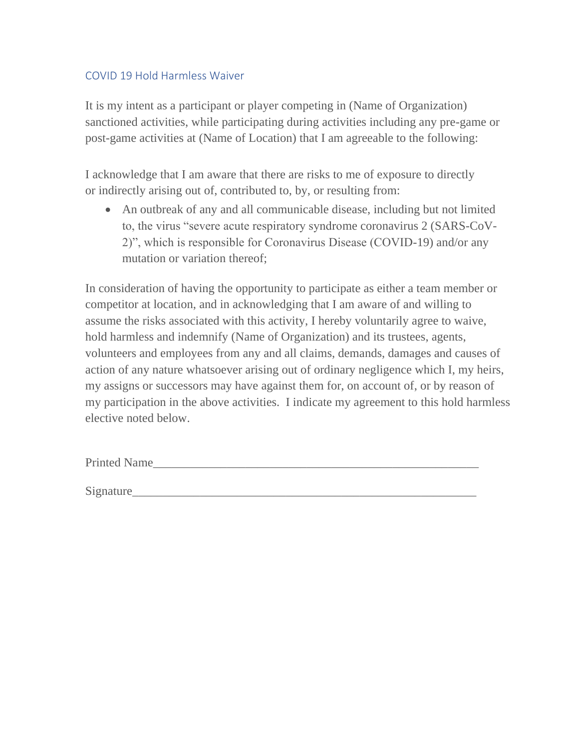## COVID 19 Hold Harmless Waiver

It is my intent as a participant or player competing in (Name of Organization) sanctioned activities, while participating during activities including any pre-game or post-game activities at (Name of Location) that I am agreeable to the following:

I acknowledge that I am aware that there are risks to me of exposure to directly or indirectly arising out of, contributed to, by, or resulting from:

- An outbreak of any and all communicable disease, including but not limited to, the virus "severe acute respiratory syndrome coronavirus 2 (SARS-CoV-2)", which is responsible for Coronavirus Disease (COVID-19) and/or any mutation or variation thereof;

In consideration of having the opportunity to participate as either a team member or competitor at location, and in acknowledging that I am aware of and willing to assume the risks associated with this activity, I hereby voluntarily agree to waive, hold harmless and indemnify (Name of Organization) and its trustees, agents, volunteers and employees from any and all claims, demands, damages and causes of action of any nature whatsoever arising out of ordinary negligence which I, my heirs, my assigns or successors may have against them for, on account of, or by reason of my participation in the above activities. I indicate my agreement to this hold harmless elective noted below.

Printed Name_______________________________________________________

Signature__________________________________________________________